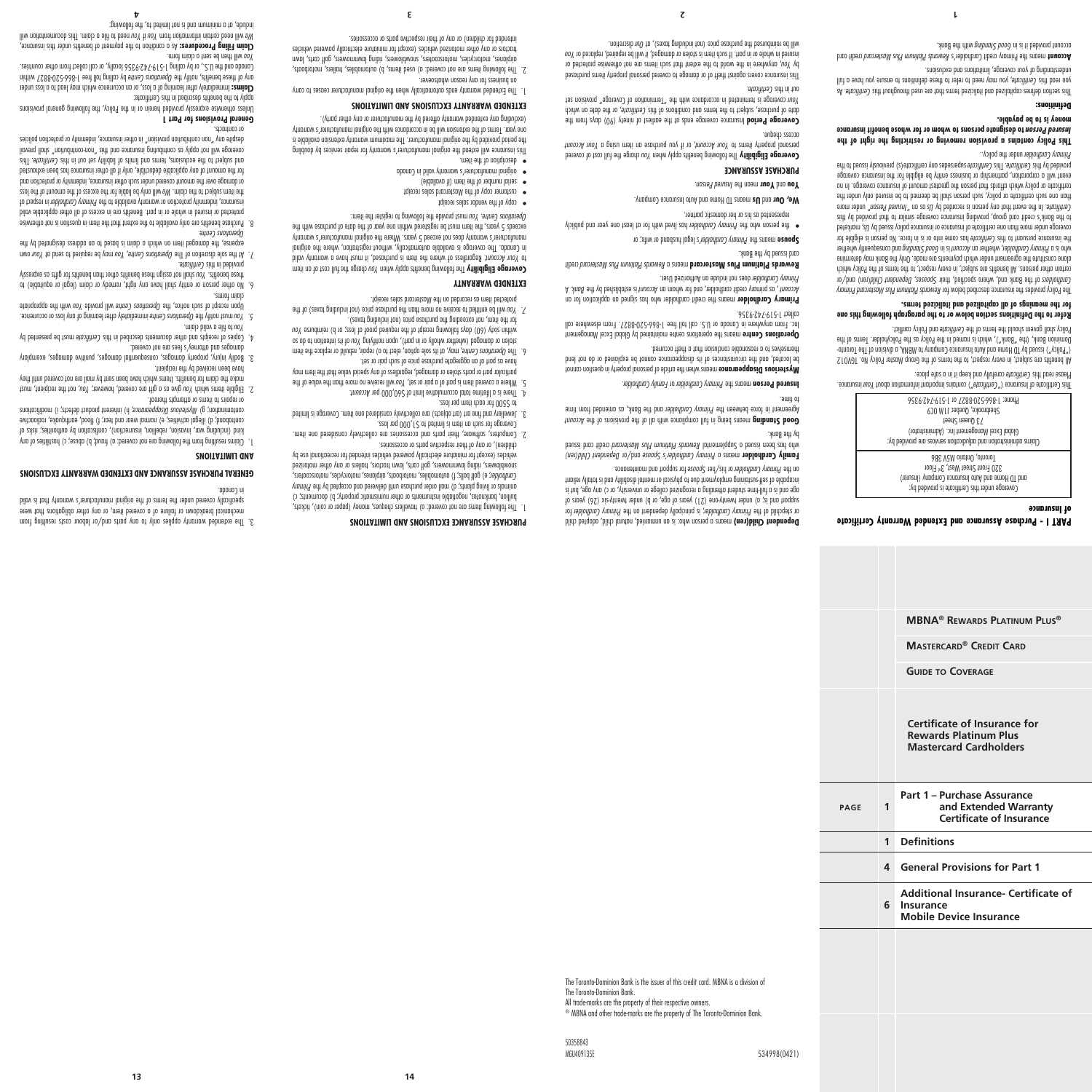# MBNA® Rewards Platinum Plus® Mastercard® Credit Card

## Guide to Coverage

**Certificate of Insurance for Rewards Platinum Plus Mastercard Cardholders**

| PAGE | |
|---|---|
| 1 | Part 1 – Purchase Assurance and Extended Warranty Certificate of Insurance |
| 1 | Definitions |
| 4 | General Provisions for Part 1 |
| 6 | Additional Insurance- Certificate of Insurance Mobile Device Insurance |

# PART I - Purchase Assurance and Extended Warranty Certificate of Insurance

Coverage under this Certificate is provided by:
TD Home and Auto Insurance Company (Insurer)
320 Front Street West, 3rd Floor
Toronto, Ontario M5V 3B6

Claims administration and adjudication services are provided by:
Global Excel Management Inc. (Administrator)
73 Queen Street
Sherbrooke, Quebec J1M 0C9
Phone: 1-866-520-8827 or 1-819-742-9356

This Certificate of Insurance ("*Certificate*") contains important information about *Your* insurance.

Please read this *Certificate* carefully and keep it in a safe place.

All benefits are subject, in every respect, to the terms of Group Master Policy No. TGV012 ("Policy") issued by TD Home and Auto Insurance Company to MBNA, a division of The Toronto-Dominion Bank, (the "Bank"), which is named in the Policy as the Policyholder. Terms of the Policy shall govern should the terms of the *Certificate* and Policy conflict.

**Refer to the Definitions section below or to the paragraph following this one for the meanings of all capitalized and italicized terms.**

The Policy provides the insurance described below for *Rewards Platinum Plus Mastercard Primary Cardholders* of the Bank and, where specified, their *Spouses*, *Dependent Child(ren)* and/or certain other persons. All benefits are subject, in every respect, to the terms of the Policy which alone constitute the agreement under which payments are made. Only the Bank may determine who is a *Primary Cardholder*, whether an *Account* is in *Good Standing* and consequently whether the insurance pursuant to this *Certificate* has come into or is in force. No person is eligible for coverage under more than one certificate of insurance or insurance policy issued by *Us*, marketed to the Bank's credit card group, providing insurance coverage similar to that provided by this *Certificate*. In the event that any person is recorded by *Us* as an "*Insured Person*" under more than one such certificate or policy, such person shall be deemed to be insured only under the certificate or policy which affords that person the greatest amount of insurance coverage. In no event will a corporation, partnership or business entity be eligible for the insurance coverage provided by this *Certificate*. This *Certificate* supersedes any certificate(s) previously issued to the *Primary Cardholder* under the policy.

**This Policy contains a provision removing or restricting the right of the *Insured Person* to designate persons to whom or for whom benefit insurance money is to be payable.**

### Definitions:

This section defines capitalized and italicized terms that are used throughout this *Certificate*. As you read this *Certificate*, you may need to refer to these definitions to ensure you have a full understanding of your coverage, limitations and exclusions.

**Account** means the Primary credit Cardholder's *Rewards Platinum Plus Mastercard* credit card account provided it is in *Good Standing* with the Bank.

**Dependent Child(ren)** means a person who: is an unmarried, natural child, adopted child or stepchild of the *Primary Cardholder*, is principally dependent on the *Primary Cardholder* for support and is; a) under twenty-one (21) years of age, or b) under twenty-six (26) years of age and is a full-time student attending a recognized college or university, or c) any age, but is incapable of self-sustaining employment due to physical or mental disability and is totally reliant on the *Primary Cardholder* or his/her *Spouse* for support and maintenance.

**Family Cardholder** means a *Primary Cardholder's Spouse* and/or *Dependent Child(ren)* who has been issued a Supplemental *Rewards Platinum Plus Mastercard* credit card issued by the Bank.

**Good Standing** means being in full compliance with all of the provisions of the *Account* Agreement in force between the *Primary Cardholder* and the Bank, as amended from time to time.

**Insured Person** means the *Primary Cardholder* or *Family Cardholder*.

**Mysterious Disappearance** means when the article of personal property in question cannot be located, and the circumstances of its disappearance cannot be explained or do not lend themselves to a reasonable conclusion that a theft occurred.

**Operations Centre** means the operations centre maintained by Global Excel Management Inc. From anywhere in Canada or U.S. call toll free 1-866-520-8827. From elsewhere call collect 1-819-742-9356.

**Primary Cardholder** means the credit cardholder who has signed an application for an *Account*, as primary credit cardholder, and for whom an *Account* is established by the Bank. A *Primary cardholder* does not include an Authorized User.

**Rewards Platinum Plus Mastercard** means a *Rewards Platinum Plus Mastercard* credit card issued by the Bank.

**Spouse** means the *Primary Cardholder's* legal husband or wife; or

- the person who the *Primary Cardholder* has lived with for at least one year and publicly represented as his or her domestic partner.

**We, Our** and **Us** means TD Home and Auto Insurance Company.

**You** and **Your** mean the *Insured Person*.

### PURCHASE ASSURANCE

**Coverage Eligibility** The following benefits apply when *You* charge the full cost of covered personal property items to *Your Account*, or if you purchase an item using a *Your Account* access cheque.

**Coverage Period** Insurance coverage ends at the earliest of ninety (90) days from the date of purchase, subject to the terms and conditions of this *Certificate*, or the date on which *Your* coverage is terminated in accordance with the "Termination of Coverage" provision set out in this *Certificate*.

This insurance covers against theft of or damage to covered personal property items purchased by *You*, anywhere in the world to the extent that such items are not otherwise protected or insured in whole or in part. If such item is stolen or damaged, it will be repaired, replaced or *You* will be reimbursed the purchase price (not including taxes), at *Our* discretion.

### PURCHASE ASSURANCE EXCLUSIONS AND LIMITATIONS

1. The following items are not covered: a) travellers cheques, money (paper or coin), tickets, bullion, banknotes, negotiable instruments or other numismatic property; b) documents; c) animals or living plants; d) mail order purchase until delivered and accepted by the *Primary Cardholder*; e) golf balls; f) automobiles, motorboats, airplanes, motorcycles, motorscooters, snowblowers, riding lawnmowers, golf carts, lawn tractors, trailers or any other motorized vehicles (except for miniature electrically powered vehicles intended for recreational use by children), or any of their respective parts or accessories.
2. Computers, software, their parts and accessories are collectively considered one item. Coverage for such an item is limited to $1,000 per loss.
3. Jewellery and fine art (art objects) are collectively considered one item. Coverage is limited to $500 for each item per loss.
4. There is a lifetime total accumulative limit of $60,000 per *Account*.
5. Where a covered item is part of a pair or set, *You* will receive no more than the value of the particular part or parts stolen or damaged, regardless of any special value that the item may have as part of an aggregate purchase price of such pair or set.
6. The *Operations Centre*, may, at its sole option, elect to a) repair, rebuild or replace the item stolen or damaged (whether wholly or in part), upon notifying *You* of its intention to do so within sixty (60) days following receipt of the required proof of loss; or b) reimburse *You* for the item, not exceeding the purchase price (not including taxes).
7. *You* will be entitled to receive no more than the purchase price (not including taxes) of the protected item as recorded on the Mastercard sales receipt.

### EXTENDED WARRANTY

**Coverage Eligibility** The following benefits apply when *You* charge the full cost of an item to *Your Account*. Regardless of where the item is purchased, it must have a warranty valid in Canada. The coverage is available automatically, without registration, where the original manufacturer's warranty does not exceed 5 years. Where the original manufacturer's warranty exceeds 5 years, the item must be registered within one year of the date of purchase with the *Operations Centre*. *You* must provide the following to register the item:

- copy of the vendor sales receipt
- customer copy of the Mastercard sales receipt
- serial number of the item (if available)
- original manufacturer's warranty valid in Canada
- description of the item.

This insurance will extend the original manufacturer's warranty for repair services by doubling the period provided by the original manufacturer. The maximum warranty extension available is one year. Terms of the extension will be in accordance with the original manufacturer's warranty (excluding any extended warranty offered by the manufacturer or any other party).

### EXTENDED WARRANTY EXCLUSIONS AND LIMITATIONS

1. The Extended warranty ends automatically when the original manufacturer ceases to carry on business for any reason whatsoever.
2. The following items are not covered: a) used items, b) automobiles, trailers, motorboats, airplanes, motorcycles, motorscooters, snowblowers, riding lawnmowers, golf carts, lawn tractors or any other motorized vehicles (except for miniature electrically powered vehicles intended for children) or any of their respective parts or accessories.
3. The extended warranty applies only to any parts and/or labour costs resulting from mechanical breakdown or failure of a covered item, or any other obligations that were specifically covered under the terms of the original manufacturer's warranty that is valid in Canada.

### GENERAL PURCHASE ASSURANCE AND EXTENDED WARRANTY EXCLUSIONS AND LIMITATIONS

1. Claims resulting from the following are not covered: a) fraud; b) abuse; c) hostilities of any kind (including war, invasion, rebellion, insurrection), confiscation by authorities, risks of contraband; d) illegal activities; e) normal wear and tear; f) flood, earthquake, radioactive contamination; g) *Mysterious Disappearance*; h) inherent product defects; i) modifications or repairs to items or attempts thereof.
2. Eligible items which *You* give as a gift are covered, however, *You*, not the recipient, must make the claim for benefits. Items which have been sent by mail are not covered until they have been received by the recipient.
3. Bodily injury, property damages, consequential damages, punitive damages, exemplary damages and attorney's fees are not covered.
4. Copies of receipts and other documents described in this *Certificate* must be presented by *You* to file a valid claim.
5. *You* must notify the *Operations Centre* immediately after learning of any loss or occurrence. Upon receipt of such notice, the *Operations Centre* will provide *You* with the appropriate claim forms.
6. No other person or entity shall have any right, remedy or claim (legal or equitable) to these benefits. *You* shall not assign these benefits other than benefits for gifts as expressly provided in this *Certificate*.
7. At the sole discretion of the *Operations Centre*, *You* may be required to send at *Your* own expense, the damaged item on which a claim is based to an address designated by the *Operations Centre*.
8. Purchase benefits are only available to the extent that the item in question is not otherwise protected or insured in whole or in part. Benefits are in excess of all other applicable valid insurance, indemnity protection or warranty available to the *Primary Cardholder* in respect of the item subject to the claim. *We* will only be liable for the excess of the amount of the loss or damage over the amount covered under such other insurance, indemnity or protection and for the amount of any applicable deductible, only if all other insurance has been exhausted and subject to the exclusions, terms and limits of liability set out in this *Certificate*. This coverage will not apply as contributing insurance and this "non-contribution" shall prevail despite any "non contribution provision" in other insurance, indemnity or protection policies or contracts.

### General Provisions for Part 1

Unless otherwise expressly provided herein or in the Policy, the following general provisions apply to the benefits described in this *Certificate*:

**Claims:** Immediately after learning of a loss, or an occurrence which may lead to a loss under any of these benefits, notify the *Operations Centre* by calling toll free 1-866-520-8827 within Canada and the U.S., or by calling 1-819-742-9356 locally, or call collect from other countries. *You* will then be sent a claim form.

**Claim Filing Procedures:** As a condition to the payment of benefits under this insurance, *We* will need certain information from *You* if *You* need to file a claim. This documentation will include, at a minimum and is not limited to, the following:

The Toronto-Dominion Bank is the issuer of this credit card. MBNA is a division of The Toronto-Dominion Bank.
All trade-marks are the property of their respective owners.
® MBNA and other trade-marks are the property of The Toronto-Dominion Bank.

50358843
MGU40913SE
534998(0421)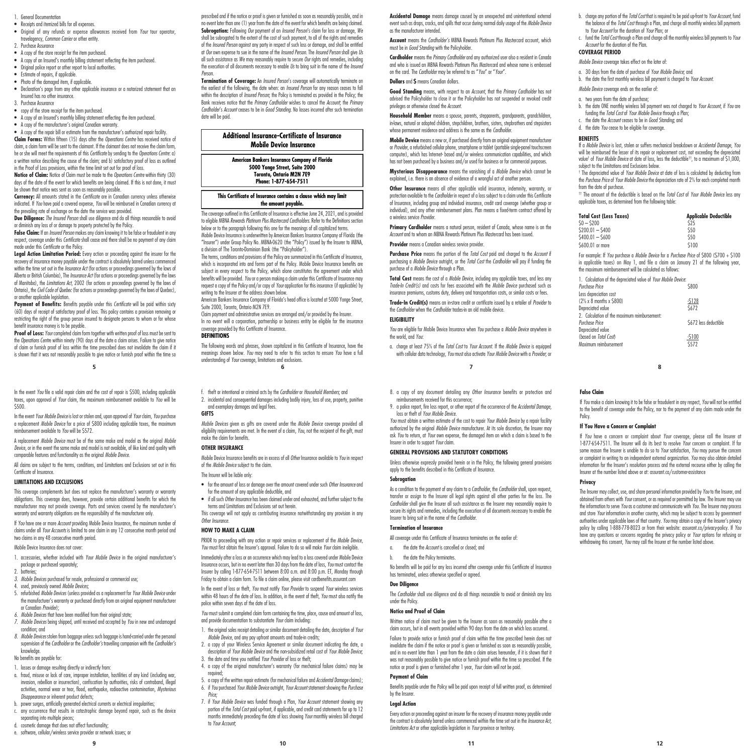1. General Documentation
- Receipts and itemized bills for all expenses.
- Original of any refunds or expense allowances received from *Your* tour operator, travelagency, *Common Carrier* or other entity.

2. Purchase Assurance
- A copy of the store receipt for the item purchased.
- A copy of an Insured's monthly billing statement reflecting the item purchased.
- Original police report or other report to local authorities.
- Estimate of repairs, if applicable.
- Photo of the damaged item, if applicable.
- Declaration's page from any other applicable insurance or a notarized statement that an Insured has no other insurance.

3. Purchase Assurance
- copy of the store receipt for the item purchased.
- A copy of an Insured's monthly billing statement reflecting the item purchased.
- A copy of the manufacturer's original Canadian warranty.
- A copy of the repair bill or estimate from the manufacturer's authorized repair facility.

**Claim Forms:** Within fifteen (15) days after the *Operations Centre* has received notice of claim, a claim form will be sent to the claimant. If the claimant does not receive the claim form, he or she will meet the requirements of this *Certificate* by sending to the *Operations Centre*: a) a written notice describing the cause of the claim; and b) satisfactory proof of loss as outlined in the Proof of Loss provisions, within the time limit set out for proof of loss.

**Notice of Claim:** Notice of Claim must be made to the *Operations Centre* within thirty (30) days of the date of the event for which benefits are being claimed. If this is not done, it must be shown that notice was sent as soon as reasonably possible.

**Currency:** All amounts stated in the *Certificate* are in Canadian currency unless otherwise indicated. If *You* have paid a covered expense, *You* will be reimbursed in Canadian currency at the prevailing rate of exchange on the date the service was provided.

**Due Diligence:** *The Insured Person* shall use diligence and do all things reasonable to avoid or diminish any loss of or damage to property protected by the Policy.

**False Claim:** If an *Insured Person* makes any claim knowing it to be false or fraudulent in any respect, coverage under this *Certificate* shall cease and there shall be no payment of any claim made under this *Certificate* or the Policy.

**Legal Action Limitation Period:** Every action or proceeding against the insurer for the recovery of insurance money payable under the contract is absolutely barred unless commenced within the time set out in the *Insurance Act* (for actions or proceedings governed by the laws of Alberta or British Columbia), The *Insurance Act* (for actions or proceedings governed by the laws of Manitoba), the *Limitations Act*, 2002 (for actions or proceedings governed by the laws of Ontario), the *Civil Code of Quebec* (for actions or proceedings governed by the laws of Quebec), or another applicable legislation.

**Payment of Benefits:** Benefits payable under this *Certificate* will be paid within sixty (60) days of receipt of satisfactory proof of loss. This policy contains a provision removing or restricting the right of the group person insured to designate persons to whom or for whose benefit insurance money is to be payable.

**Proof of Loss:** *Your* completed claim form together with written proof of loss must be sent to the *Operations Centre* within ninety (90) days of the date a claim arises. Failure to give notice of claim or furnish proof of loss within the time prescribed does not invalidate the claim if it is shown that it was not reasonably possible to give notice or furnish proof within the time so prescribed and if the notice or proof is given or furnished as soon as reasonably possible, and in no event later than one (1) year from the date of the event for which benefits are being claimed.

**Subrogation:** Following *Our* payment of an *Insured Person's* claim for loss or damage, *We* shall be subrogated to the extent of the cost of such payment, to all of the rights and remedies of the *Insured Person* against any party in respect of such loss or damage, and shall be entitled at *Our* own expense to sue in the name of the *Insured Person*. The *Insured Person* shall give *Us* all such assistance as *We* may reasonably require to secure *Our* rights and remedies, including the execution of all documents necessary to enable *Us* to bring suit in the name of the *Insured Person*.

**Termination of Coverage:** An *Insured Person's* coverage will automatically terminate on the earliest of the following, the date when: an *Insured Person* for any reasons ceases to fall within the description of *Insured Person*; the Policy is terminated as provided in the Policy; the Bank receives notice that the *Primary Cardholder* wishes to cancel the *Account*; the *Primary Cardholder's Account* ceases to be in *Good Standing*. No losses incurred after such termination date will be paid.

## Additional Insurance-Certificate of Insurance Mobile Device Insurance

**American Bankers Insurance Company of Florida**
**5000 Yonge Street, Suite 2000**
**Toronto, Ontario M2N 7E9**
**Phone: 1-877-654-7511**

**This Certificate of Insurance contains a clause which may limit the amount payable.**

The coverage outlined in this Certificate of Insurance is effective June 24, 2021, and is provided to eligible MBNA *Rewards Platinum Plus Mastercard Cardholders*. Refer to the Definitions section below or to the paragraph following this one for the meanings of all capitalized terms.

Mobile Device Insurance is underwritten by American Bankers Insurance Company of Florida (the "Insurer") under Group Policy No. MBNA-0620 (the "Policy") issued by the Insurer to MBNA, a division of The Toronto-Dominion Bank (the "Policyholder").

The terms, conditions and provisions of the Policy are summarized in this Certificate of Insurance, which is incorporated into and forms part of the Policy. Mobile Device Insurance benefits are subject in every respect to the Policy, which alone constitutes the agreement under which benefits will be provided. *You* or a person making a claim under this Certificate of Insurance may request a copy of the Policy and/or copy of *Your* application for this insurance (if applicable) by writing to the Insurer at the address shown below.

American Bankers Insurance Company of Florida's head office is located at 5000 Yonge Street, Suite 2000, Toronto, Ontario M2N 7E9.

Claim payment and administrative services are arranged and/or provided by the Insurer.

In no event will a corporation, partnership or business entity be eligible for the insurance coverage provided by this Certificate of Insurance.

### DEFINITIONS

The following words and phrases, shown capitalized in this Certificate of Insurance, have the meanings shown below. *You* may need to refer to this section to ensure *You* have a full understanding of *Your* coverage, limitations and exclusions.

**Accidental Damage** means damage caused by an unexpected and unintentional external event such as drops, cracks, and spills that occur during normal daily usage of the *Mobile Device* as the manufacturer intended.

**Account** means the *Cardholder's* MBNA Rewards Platinum Plus Mastercard account, which must be in *Good Standing* with the Policyholder.

**Cardholder** means the *Primary Cardholder* and any authorized user also a resident in Canada and who is issued an MBNA Rewards Platinum Plus Mastercard and whose name is embossed on the card. The *Cardholder* may be referred to as "*You*" or "*Your*".

**Dollars** and **$** means Canadian dollars.

**Good Standing** means, with respect to an *Account*, that the *Primary Cardholder* has not advised the Policyholder to close it or the Policyholder has not suspended or revoked credit privileges or otherwise closed the *Account*.

**Household Member** means a spouse, parents, stepparents, grandparents, grandchildren, in-laws, natural or adopted children, stepchildren, brothers, sisters, stepbrothers and stepsisters whose permanent residence and address is the same as the *Cardholder*.

**Mobile Device** means a new or, if purchased directly from an original equipment manufacturer or *Provider*, a refurbished cellular phone, smartphone or tablet (portable single-panel touchscreen computer), which has Internet- based and/or wireless communication capabilities, and which has not been purchased by a business and/or used for business or for commercial purposes.

**Mysterious Disappearance** means the vanishing of a *Mobile Device* which cannot be explained, i.e. there is an absence of evidence of a wrongful act of another person.

**Other Insurance** means all other applicable valid insurance, indemnity, warranty, or protection available to the *Cardholder* in respect of a loss subject to a claim under this Certificate of Insurance, including group and individual insurance, credit card coverage (whether group or individual), and any other reimbursement plans. Plan means a fixed-term contract offered by a wireless service *Provider*.

**Primary Cardholder** means a natural person, resident of Canada, whose name is on the *Account* and to whom an MBNA Rewards Platinum Plus Mastercard has been issued.

**Provider** means a Canadian wireless service provider.

**Purchase Price** means the portion of the *Total Cost* paid and charged to the *Account* if purchasing a *Mobile Device* outright, or the *Total Cost* the *Cardholder* will pay if funding the purchase of a *Mobile Device* through a Plan.

**Total Cost** means the cost of a *Mobile Device*, including any applicable taxes, and less any *Trade-In Credit(s)* and costs for fees associated with the *Mobile Device* purchased such as insurance premiums, customs duty, delivery and transportation costs, or similar costs or fees.

**Trade-In Credit(s)** means an in-store credit or certificate issued by a retailer of *Provider* to the *Cardholder* when the *Cardholder* trades-in an old mobile device.

### ELIGIBILITY

*You* are eligible for Mobile Device Insurance when *You* purchase a *Mobile Device* anywhere in the world, and *You*:

a. charge at least 75% of the *Total Cost* to *Your Account*. If the *Mobile Device* is equipped with cellular data technology, *You* must also activate *Your Mobile Device* with a *Provider*; or

b. charge any portion of the *Total Cost* that is required to be paid up-front to *Your Account*, fund the balance of the *Total Cost* through a Plan, and charge all monthly wireless bill payments to *Your Account* for the duration of *Your* Plan; or

c. fund the *Total Cost* through a Plan and charge all the monthly wireless bill payments to *Your Account* for the duration of the Plan.

### COVERAGE PERIOD

*Mobile Device* coverage takes effect on the later of:

a. 30 days from the date of purchase of *Your Mobile Device*; and

b. the date the first monthly wireless bill payment is charged to *Your Account*.

*Mobile Device* coverage ends on the earlier of:

a. two years from the date of purchase;

b. the date ONE monthly wireless bill payment was not charged to *Your Account*, if *You* are funding the *Total Cost* of *Your Mobile Device* through a Plan;

c. the date the *Account* ceases to be in *Good Standing*; and

d. the date *You* cease to be eligible for coverage.

### BENEFITS

If a *Mobile Device* is lost, stolen or suffers mechanical breakdown or *Accidental Damage*, *You* will be reimbursed the lesser of its repair or replacement cost, not exceeding the depreciated value† of *Your Mobile Device* at date of loss, less the deductible††, to a maximum of $1,000, subject to the Limitations and Exclusions below.

† The depreciated value of *Your Mobile Device* at date of loss is calculated by deducting from the *Purchase Price* of *Your Mobile Device* the depreciation rate of 2% for each completed month from the date of purchase.

†† The amount of the deductible is based on the *Total Cost* of *Your Mobile Device* less any applicable taxes, as determined from the following table:

| Total Cost (Less Taxes) | Applicable Deductible |
|---|---|
| $0 – $200 | $25 |
| $200.01 – $400 | $50 |
| $400.01 – $600 | $50 |
| $600.01 or more | $100 |

For example: If *You* purchase a *Mobile Device* for a *Purchase Price* of $800 ($700 + $100 in applicable taxes) on May 1, and file a claim on January 21 of the following year, the maximum reimbursement will be calculated as follows:

| | |
|---|---|
| 1. Calculation of the depreciated value of *Your Mobile Device*: | |
| *Purchase Price* | $800 |
| Less depreciation cost | |
| (2% x 8 months x $800) | -$128 |
| Depreciated value | $672 |
| 2. Calculation of the maximum reimbursement: | |
| *Purchase Price* | $672 less deductible |
| Depreciated value | |
| (based on *Total Cost*) | -$100 |
| Maximum reimbursement | $572 |

In the event *You* file a valid repair claim and the cost of repair is $500, including applicable taxes, upon approval of *Your* claim, the maximum reimbursement available to *You* will be $500.

In the event *Your Mobile Device* is lost or stolen and, upon approval of *Your* claim, *You* purchase a replacement *Mobile Device* for a price of $800 including applicable taxes, the maximum reimbursement available to *You* will be $572.

A replacement *Mobile Device* must be of the same make and model as the original *Mobile Device*, or in the event the same make and model is not available, of like kind and quality with comparable features and functionality as the original *Mobile Device*.

All claims are subject to the terms, conditions, and Limitations and Exclusions set out in this Certificate of Insurance.

### LIMITATIONS AND EXCLUSIONS

This coverage complements but does not replace the manufacturer's warranty or warranty obligations. This coverage does, however, provide certain additional benefits for which the manufacturer may not provide coverage. Parts and services covered by the manufacturer's warranty and warranty obligations are the responsibility of the manufacturer only.

If *You* have one or more *Account* providing Mobile Device Insurance, the maximum number of claims under all *Your Accounts* is limited to one claim in any 12 consecutive month period and two claims in any 48 consecutive month period.

Mobile Device Insurance does not cover:

1. accessories, whether included with *Your Mobile Device* in the original manufacturer's package or purchased separately;
2. batteries;
3. *Mobile Devices* purchased for resale, professional or commercial use;
4. used, previously owned *Mobile Devices*;
5. refurbished *Mobile Devices* (unless provided as a replacement for *Your Mobile Device* under the manufacturer's warranty or purchased directly from an original equipment manufacturer or Canadian *Provider*);
6. *Mobile Devices* that have been modified from their original state;
7. *Mobile Devices* being shipped, until received and accepted by *You* in new and undamaged condition; and
8. *Mobile Devices* stolen from baggage unless such baggage is hand-carried under the personal supervision of the *Cardholder* or the *Cardholder's* travelling companion with the *Cardholder's* knowledge.

No benefits are payable for:

1. losses or damage resulting directly or indirectly from:

a. fraud, misuse or lack of care, improper installation, hostilities of any kind (including war, invasion, rebellion or insurrection), confiscation by authorities, risks of contraband, illegal activities, normal wear or tear, flood, earthquake, radioactive contamination, *Mysterious Disappearance* or inherent product defects;

b. power surges, artificially generated electrical currents or electrical irregularities;

c. any occurrence that results in catastrophic damage beyond repair, such as the device separating into multiple pieces;

d. cosmetic damage that does not affect functionality;

e. software, cellular/wireless service provider or network issues; or

f. theft or intentional or criminal acts by the *Cardholder* or *Household Members*; and

2. incidental and consequential damages including bodily injury, loss of use, property, punitive and exemplary damages and legal fees.

### GIFTS

*Mobile Devices* given as gifts are covered under the *Mobile Device* coverage provided all eligibility requirements are met. In the event of a claim, *You*, not the recipient of the gift, must make the claim for benefits.

### OTHER INSURANCE

Mobile Device Insurance benefits are in excess of all *Other* Insurance available to *You* in respect of the *Mobile Device* subject to the claim.

The Insurer will be liable only:

- for the amount of loss or damage over the amount covered under such *Other Insurance* and for the amount of any applicable deductible, and
- if all such *Other Insurance* has been claimed under and exhausted, and further subject to the terms and Limitations and Exclusions set out herein.

This coverage will not apply as contributing insurance notwithstanding any provision in any *Other Insurance*.

### HOW TO MAKE A CLAIM

PRIOR to proceeding with any action or repair services or replacement of the *Mobile Device*, *You* must first obtain the Insurer's approval. Failure to do so will make *Your* claim ineligible.

Immediately after a loss or an occurrence which may lead to a loss covered under Mobile Device Insurance occurs, but in no event later than 30 days from the date of loss, *You* must contact the Insurer by calling 1-877-654-7511 between 8:00 a.m. and 8:00 p.m. ET, Monday through Friday to obtain a claim form. To file a claim online, please visit cardbenefits.assurant.com

In the event of loss or theft, *You* must notify *Your Provider* to suspend *Your* wireless services within 48 hours of the date of loss. In addition, in the event of theft, *You* must also notify the police within seven days of the date of loss.

*You* must submit a completed claim form containing the time, place, cause and amount of loss, and provide documentation to substantiate *Your* claim including:

1. the original sales receipt detailing or similar document detailing the date, description of *Your Mobile Device*, and any pay upfront amounts and trade-in credits;
2. a copy of your Wireless Service Agreement or similar document indicating the date, a description of *Your Mobile Device* and the non-subsidized retail cost of *Your Mobile Device*;
3. the date and time you notified *Your Provider* of loss or theft;
4. a copy of the original manufacturer's warranty (for mechanical failure claims) may be required;
5. a copy of the written repair estimate (for mechanical failure and *Accidental Damage* claims);
6. if *You* purchased *Your Mobile Device* outright, *Your Account* statement showing the *Purchase Price*;
7. if *Your Mobile Device* was funded through a Plan, *Your Account* statement showing any portion of the *Total Cost* paid up-front, if applicable, and credit card statements for up to 12 months immediately preceding the date of loss showing *Your* monthly wireless bill charged to *Your Account*;
8. a copy of any document detailing any *Other Insurance* benefits or protection and reimbursements received for this occurrence;
9. a police report, fire loss report, or other report of the occurrence of the *Accidental Damage*, loss or theft of *Your Mobile Device*.

*You* must obtain a written estimate of the cost to repair *Your Mobile Device* by a repair facility authorized by the original *Mobile Device* manufacturer. At its sole discretion, the Insurer may ask *You* to return, at *Your* own expense, the damaged item on which a claim is based to the Insurer in order to support *Your* claim.

### GENERAL PROVISIONS AND STATUTORY CONDITIONS

Unless otherwise expressly provided herein or in the Policy, the following general provisions apply to the benefits described in this Certificate of Insurance.

#### Subrogation

As a condition to the payment of any claim to a *Cardholder*, the *Cardholder* shall, upon request, transfer or assign to the Insurer all legal rights against all other parties for the loss. The *Cardholder* shall give the Insurer all such assistance as the Insurer may reasonably require to secure its rights and remedies, including the execution of all documents necessary to enable the Insurer to bring suit in the name of the *Cardholder*.

#### Termination of Insurance

All coverage under this Certificate of Insurance terminates on the earlier of:

a. the date the *Account* is cancelled or closed; and

b. the date the Policy terminates.

No benefits will be paid for any loss incurred after coverage under this Certificate of Insurance has terminated, unless otherwise specified or agreed.

#### Due Diligence

The *Cardholder* shall use diligence and do all things reasonable to avoid or diminish any loss under the Policy.

#### Notice and Proof of Claim

Written notice of claim must be given to the Insurer as soon as reasonably possible after a claim occurs, but in all events provided within 90 days from the date on which loss occurred.

Failure to provide notice or furnish proof of claim within the time prescribed herein does not invalidate the claim if the notice or proof is given or furnished as soon as reasonably possible, and in no event later than 1 year from the date a claim arises hereunder, if it is shown that it was not reasonably possible to give notice or furnish proof within the time so prescribed. If the notice or proof is given or furnished after 1 year, *Your* claim will not be paid.

#### Payment of Claim

Benefits payable under the Policy will be paid upon receipt of full written proof, as determined by the Insurer.

#### Legal Action

Every action or proceeding against an insurer for the recovery of insurance money payable under the contract is absolutely barred unless commenced within the time set out in the *Insurance Act, Limitations Act* or other applicable legislation in *Your* province or territory.

#### False Claim

If *You* make a claim knowing it to be false or fraudulent in any respect, *You* will not be entitled to the benefit of coverage under the Policy, nor to the payment of any claim made under the Policy.

#### If You Have a Concern or Complaint

If *You* have a concern or complaint about *Your* coverage, please call the Insurer at 1-877-654-7511. The Insurer will do its best to resolve *Your* concern or complaint. If for some reason the Insurer is unable to do so to *Your* satisfaction, *You* may pursue the concern or complaint in writing to an independent external organization. *You* may also obtain detailed information for the Insurer's resolution process and the external recourse either by calling the Insurer at the number listed above or at: assurant.ca/customer-assistance

#### Privacy

The Insurer may collect, use, and share personal information provided by *You* to the Insurer, and obtained from others with *Your* consent, or as required or permitted by law. The Insurer may use the information to serve *You* as a customer and communicate with *You*. The Insurer may process and store *Your* information in another country, which may be subject to access by government authorities under applicable laws of that country. *You* may obtain a copy of the Insurer's privacy policy by calling 1-888-778-8023 or from their website: assurant.ca/privacy-policy. If *You* have any questions or concerns regarding the privacy policy or *Your* options for refusing or withdrawing this consent, *You* may call the Insurer at the number listed above.